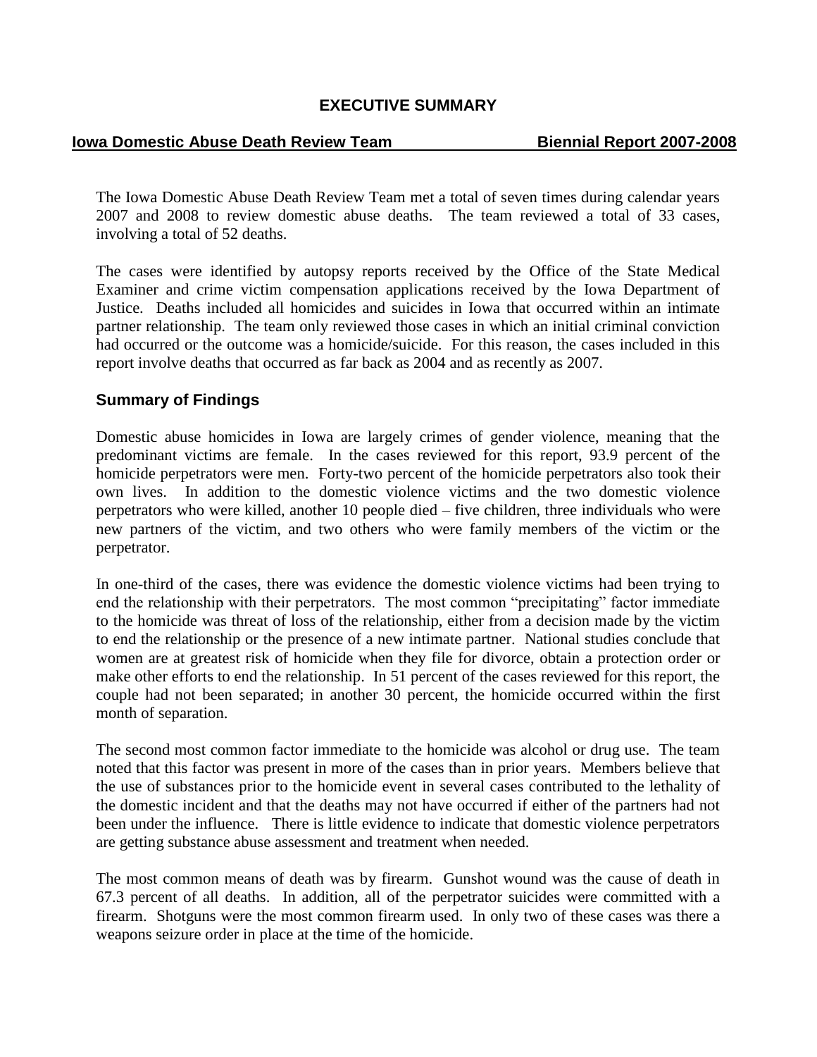# EXECUTIVE SUMMARY

**Iowa Domestic Abuse Death Review Team — Biennial Report 2007-2008**

The Iowa Domestic Abuse Death Review Team met a total of seven times during calendar years 2007 and 2008 to review domestic abuse deaths. The team reviewed a total of 33 cases, involving a total of 52 deaths.

The cases were identified by autopsy reports received by the Office of the State Medical Examiner and crime victim compensation applications received by the Iowa Department of Justice. Deaths included all homicides and suicides in Iowa that occurred within an intimate partner relationship. The team only reviewed those cases in which an initial criminal conviction had occurred or the outcome was a homicide/suicide. For this reason, the cases included in this report involve deaths that occurred as far back as 2004 and as recently as 2007.

## Summary of Findings

Domestic abuse homicides in Iowa are largely crimes of gender violence, meaning that the predominant victims are female. In the cases reviewed for this report, 93.9 percent of the homicide perpetrators were men. Forty-two percent of the homicide perpetrators also took their own lives. In addition to the domestic violence victims and the two domestic violence perpetrators who were killed, another 10 people died – five children, three individuals who were new partners of the victim, and two others who were family members of the victim or the perpetrator.

In one-third of the cases, there was evidence the domestic violence victims had been trying to end the relationship with their perpetrators. The most common "precipitating" factor immediate to the homicide was threat of loss of the relationship, either from a decision made by the victim to end the relationship or the presence of a new intimate partner. National studies conclude that women are at greatest risk of homicide when they file for divorce, obtain a protection order or make other efforts to end the relationship. In 51 percent of the cases reviewed for this report, the couple had not been separated; in another 30 percent, the homicide occurred within the first month of separation.

The second most common factor immediate to the homicide was alcohol or drug use. The team noted that this factor was present in more of the cases than in prior years. Members believe that the use of substances prior to the homicide event in several cases contributed to the lethality of the domestic incident and that the deaths may not have occurred if either of the partners had not been under the influence. There is little evidence to indicate that domestic violence perpetrators are getting substance abuse assessment and treatment when needed.

The most common means of death was by firearm. Gunshot wound was the cause of death in 67.3 percent of all deaths. In addition, all of the perpetrator suicides were committed with a firearm. Shotguns were the most common firearm used. In only two of these cases was there a weapons seizure order in place at the time of the homicide.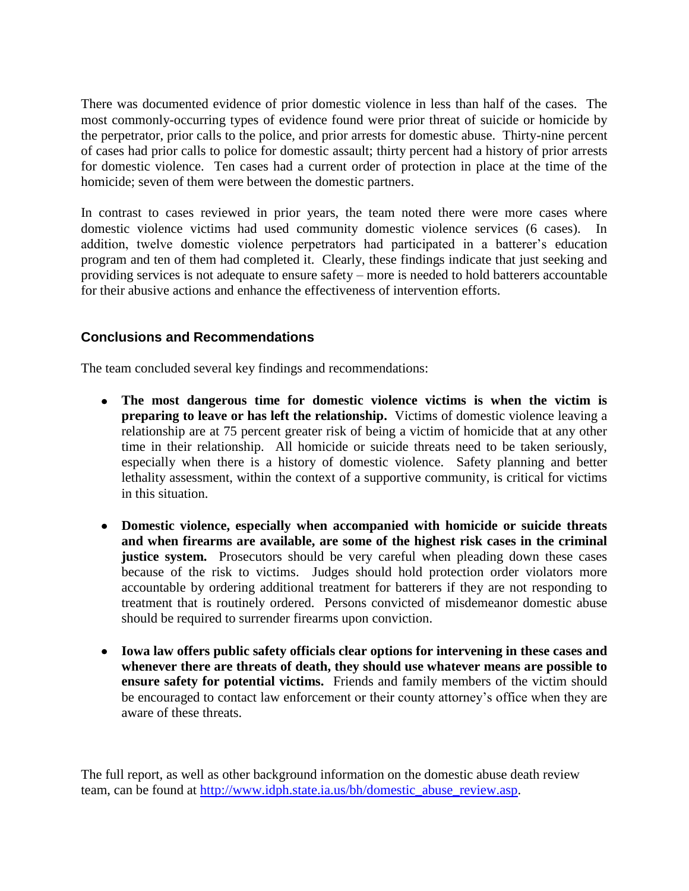There was documented evidence of prior domestic violence in less than half of the cases. The most commonly-occurring types of evidence found were prior threat of suicide or homicide by the perpetrator, prior calls to the police, and prior arrests for domestic abuse. Thirty-nine percent of cases had prior calls to police for domestic assault; thirty percent had a history of prior arrests for domestic violence. Ten cases had a current order of protection in place at the time of the homicide; seven of them were between the domestic partners.

In contrast to cases reviewed in prior years, the team noted there were more cases where domestic violence victims had used community domestic violence services (6 cases). In addition, twelve domestic violence perpetrators had participated in a batterer's education program and ten of them had completed it. Clearly, these findings indicate that just seeking and providing services is not adequate to ensure safety – more is needed to hold batterers accountable for their abusive actions and enhance the effectiveness of intervention efforts.

## Conclusions and Recommendations

The team concluded several key findings and recommendations:

- **The most dangerous time for domestic violence victims is when the victim is preparing to leave or has left the relationship.** Victims of domestic violence leaving a relationship are at 75 percent greater risk of being a victim of homicide that at any other time in their relationship. All homicide or suicide threats need to be taken seriously, especially when there is a history of domestic violence. Safety planning and better lethality assessment, within the context of a supportive community, is critical for victims in this situation.

- **Domestic violence, especially when accompanied with homicide or suicide threats and when firearms are available, are some of the highest risk cases in the criminal justice system.** Prosecutors should be very careful when pleading down these cases because of the risk to victims. Judges should hold protection order violators more accountable by ordering additional treatment for batterers if they are not responding to treatment that is routinely ordered. Persons convicted of misdemeanor domestic abuse should be required to surrender firearms upon conviction.

- **Iowa law offers public safety officials clear options for intervening in these cases and whenever there are threats of death, they should use whatever means are possible to ensure safety for potential victims.** Friends and family members of the victim should be encouraged to contact law enforcement or their county attorney's office when they are aware of these threats.

The full report, as well as other background information on the domestic abuse death review team, can be found at [http://www.idph.state.ia.us/bh/domestic_abuse_review.asp](http://www.idph.state.ia.us/bh/domestic_abuse_review.asp).